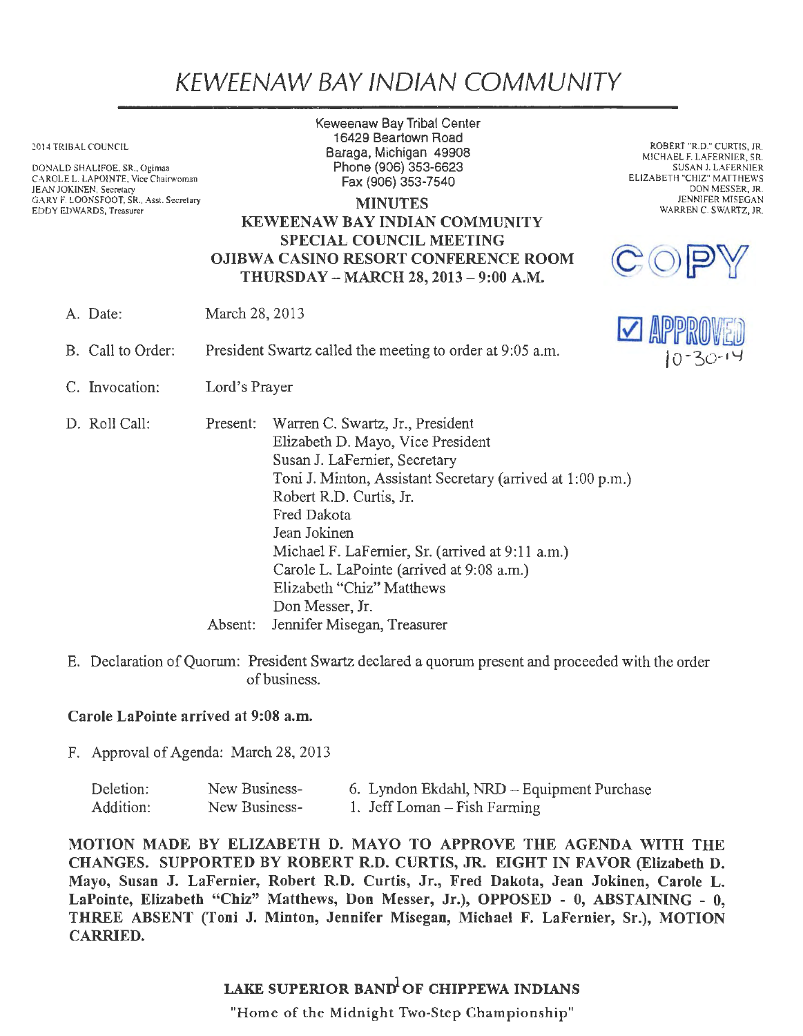# KEWEENAW BAY INDIAN COMMUNITY

2014 TRIBAL COUNCIL

DONALD SHALIFOE, SR., Ogimaa
CAROLE L. LAPOINTE, Vice Chairwoman
JEAN JOKINEN, Secretary
GARY F. LOONSFOOT, SR., Asst. Secretary
EDDY EDWARDS, Treasurer

Keweenaw Bay Tribal Center
16429 Beartown Road
Baraga, Michigan 49908
Phone (906) 353-6623
Fax (906) 353-7540

ROBERT "R.D." CURTIS, JR.
MICHAEL F. LAFERNIER, SR.
SUSAN J. LAFERNIER
ELIZABETH "CHIZ" MATTHEWS
DON MESSER, JR.
JENNIFER MISEGAN
WARREN C. SWARTZ, JR.

COPY

☑ APPROVED 10-30-14

**MINUTES**
**KEWEENAW BAY INDIAN COMMUNITY**
**SPECIAL COUNCIL MEETING**
**OJIBWA CASINO RESORT CONFERENCE ROOM**
**THURSDAY – MARCH 28, 2013 – 9:00 A.M.**

A. Date: March 28, 2013

B. Call to Order: President Swartz called the meeting to order at 9:05 a.m.

C. Invocation: Lord's Prayer

D. Roll Call:

Present:
Warren C. Swartz, Jr., President
Elizabeth D. Mayo, Vice President
Susan J. LaFernier, Secretary
Toni J. Minton, Assistant Secretary (arrived at 1:00 p.m.)
Robert R.D. Curtis, Jr.
Fred Dakota
Jean Jokinen
Michael F. LaFernier, Sr. (arrived at 9:11 a.m.)
Carole L. LaPointe (arrived at 9:08 a.m.)
Elizabeth "Chiz" Matthews
Don Messer, Jr.

Absent: Jennifer Misegan, Treasurer

E. Declaration of Quorum: President Swartz declared a quorum present and proceeded with the order of business.

**Carole LaPointe arrived at 9:08 a.m.**

F. Approval of Agenda: March 28, 2013

| | | |
|---|---|---|
| Deletion: | New Business- | 6. Lyndon Ekdahl, NRD – Equipment Purchase |
| Addition: | New Business- | 1. Jeff Loman – Fish Farming |

**MOTION MADE BY ELIZABETH D. MAYO TO APPROVE THE AGENDA WITH THE CHANGES. SUPPORTED BY ROBERT R.D. CURTIS, JR. EIGHT IN FAVOR (Elizabeth D. Mayo, Susan J. LaFernier, Robert R.D. Curtis, Jr., Fred Dakota, Jean Jokinen, Carole L. LaPointe, Elizabeth "Chiz" Matthews, Don Messer, Jr.), OPPOSED - 0, ABSTAINING - 0, THREE ABSENT (Toni J. Minton, Jennifer Misegan, Michael F. LaFernier, Sr.), MOTION CARRIED.**

**LAKE SUPERIOR BAND OF CHIPPEWA INDIANS**

"Home of the Midnight Two-Step Championship"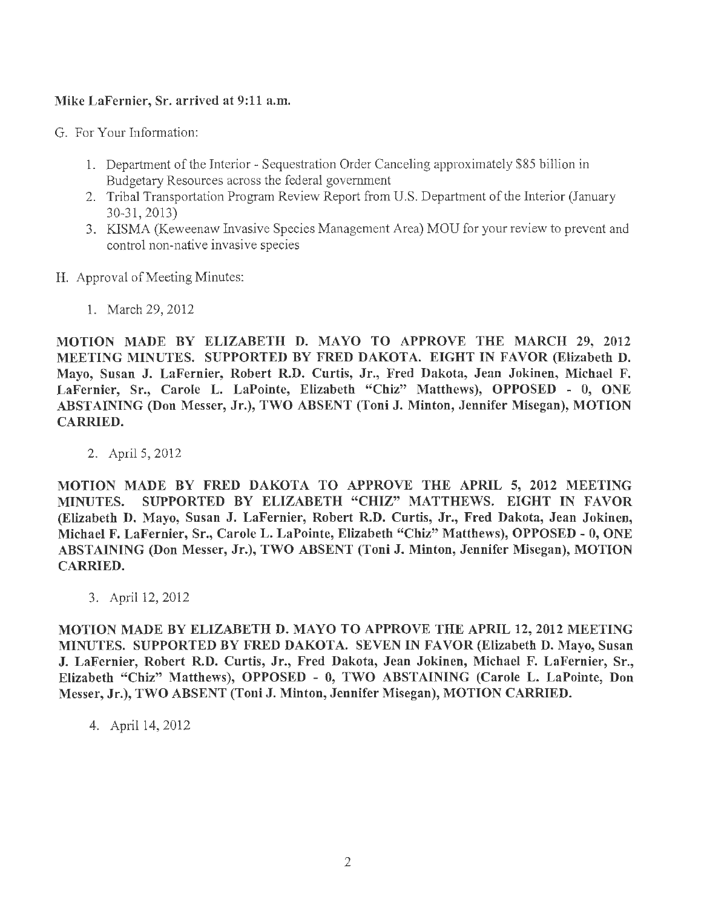**Mike LaFernier, Sr. arrived at 9:11 a.m.**

G. For Your Information:

1. Department of the Interior - Sequestration Order Canceling approximately $85 billion in Budgetary Resources across the federal government
2. Tribal Transportation Program Review Report from U.S. Department of the Interior (January 30-31, 2013)
3. KISMA (Keweenaw Invasive Species Management Area) MOU for your review to prevent and control non-native invasive species

H. Approval of Meeting Minutes:

1. March 29, 2012

**MOTION MADE BY ELIZABETH D. MAYO TO APPROVE THE MARCH 29, 2012 MEETING MINUTES. SUPPORTED BY FRED DAKOTA. EIGHT IN FAVOR (Elizabeth D. Mayo, Susan J. LaFernier, Robert R.D. Curtis, Jr., Fred Dakota, Jean Jokinen, Michael F. LaFernier, Sr., Carole L. LaPointe, Elizabeth "Chiz" Matthews), OPPOSED - 0, ONE ABSTAINING (Don Messer, Jr.), TWO ABSENT (Toni J. Minton, Jennifer Misegan), MOTION CARRIED.**

2. April 5, 2012

**MOTION MADE BY FRED DAKOTA TO APPROVE THE APRIL 5, 2012 MEETING MINUTES. SUPPORTED BY ELIZABETH "CHIZ" MATTHEWS. EIGHT IN FAVOR (Elizabeth D. Mayo, Susan J. LaFernier, Robert R.D. Curtis, Jr., Fred Dakota, Jean Jokinen, Michael F. LaFernier, Sr., Carole L. LaPointe, Elizabeth "Chiz" Matthews), OPPOSED - 0, ONE ABSTAINING (Don Messer, Jr.), TWO ABSENT (Toni J. Minton, Jennifer Misegan), MOTION CARRIED.**

3. April 12, 2012

**MOTION MADE BY ELIZABETH D. MAYO TO APPROVE THE APRIL 12, 2012 MEETING MINUTES. SUPPORTED BY FRED DAKOTA. SEVEN IN FAVOR (Elizabeth D. Mayo, Susan J. LaFernier, Robert R.D. Curtis, Jr., Fred Dakota, Jean Jokinen, Michael F. LaFernier, Sr., Elizabeth "Chiz" Matthews), OPPOSED - 0, TWO ABSTAINING (Carole L. LaPointe, Don Messer, Jr.), TWO ABSENT (Toni J. Minton, Jennifer Misegan), MOTION CARRIED.**

4. April 14, 2012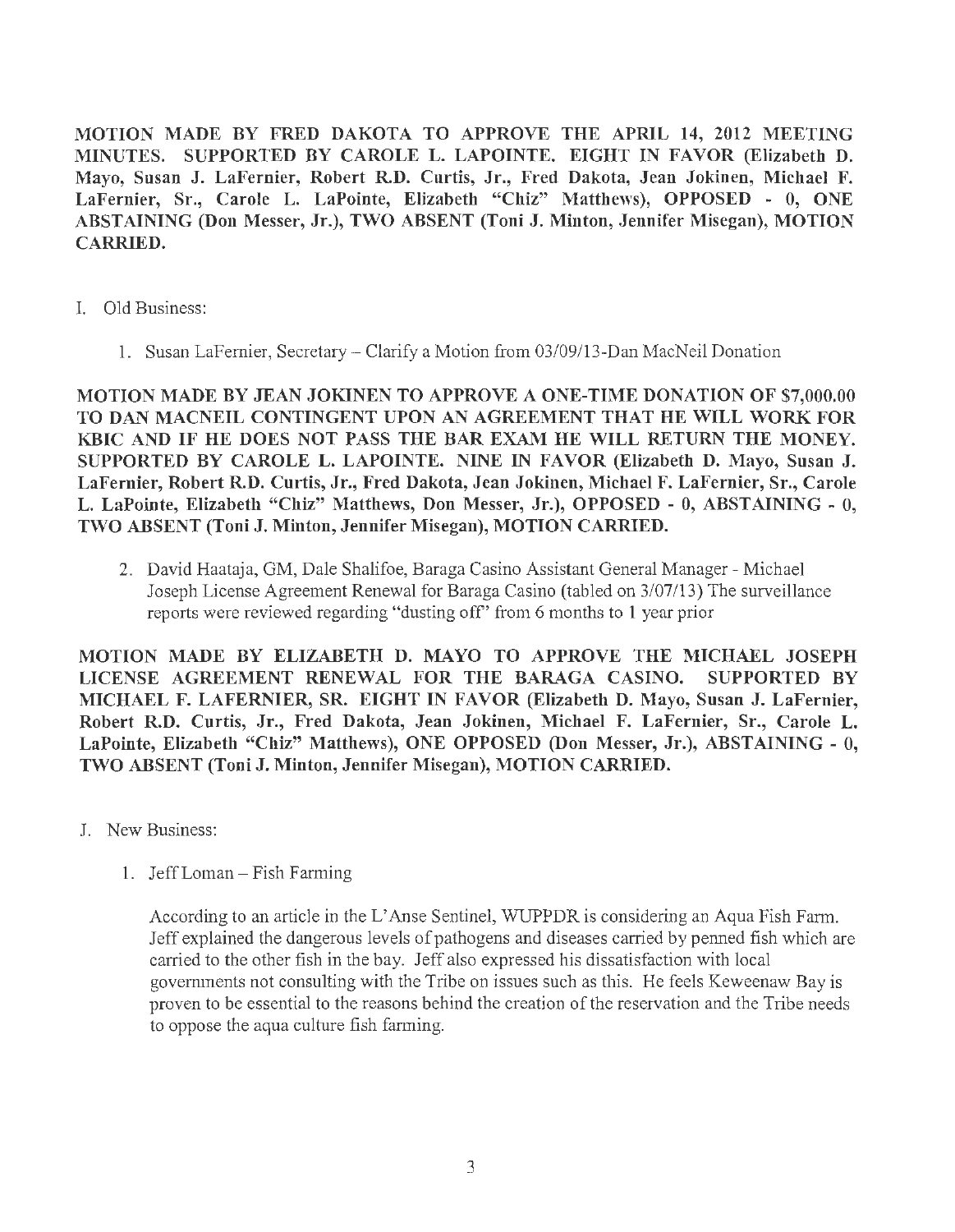**MOTION MADE BY FRED DAKOTA TO APPROVE THE APRIL 14, 2012 MEETING MINUTES. SUPPORTED BY CAROLE L. LAPOINTE. EIGHT IN FAVOR (Elizabeth D. Mayo, Susan J. LaFernier, Robert R.D. Curtis, Jr., Fred Dakota, Jean Jokinen, Michael F. LaFernier, Sr., Carole L. LaPointe, Elizabeth "Chiz" Matthews), OPPOSED - 0, ONE ABSTAINING (Don Messer, Jr.), TWO ABSENT (Toni J. Minton, Jennifer Misegan), MOTION CARRIED.**

I. Old Business:

1. Susan LaFernier, Secretary – Clarify a Motion from 03/09/13-Dan MacNeil Donation

**MOTION MADE BY JEAN JOKINEN TO APPROVE A ONE-TIME DONATION OF $7,000.00 TO DAN MACNEIL CONTINGENT UPON AN AGREEMENT THAT HE WILL WORK FOR KBIC AND IF HE DOES NOT PASS THE BAR EXAM HE WILL RETURN THE MONEY. SUPPORTED BY CAROLE L. LAPOINTE. NINE IN FAVOR (Elizabeth D. Mayo, Susan J. LaFernier, Robert R.D. Curtis, Jr., Fred Dakota, Jean Jokinen, Michael F. LaFernier, Sr., Carole L. LaPointe, Elizabeth "Chiz" Matthews, Don Messer, Jr.), OPPOSED - 0, ABSTAINING - 0, TWO ABSENT (Toni J. Minton, Jennifer Misegan), MOTION CARRIED.**

2. David Haataja, GM, Dale Shalifoe, Baraga Casino Assistant General Manager - Michael Joseph License Agreement Renewal for Baraga Casino (tabled on 3/07/13) The surveillance reports were reviewed regarding "dusting off" from 6 months to 1 year prior

**MOTION MADE BY ELIZABETH D. MAYO TO APPROVE THE MICHAEL JOSEPH LICENSE AGREEMENT RENEWAL FOR THE BARAGA CASINO. SUPPORTED BY MICHAEL F. LAFERNIER, SR. EIGHT IN FAVOR (Elizabeth D. Mayo, Susan J. LaFernier, Robert R.D. Curtis, Jr., Fred Dakota, Jean Jokinen, Michael F. LaFernier, Sr., Carole L. LaPointe, Elizabeth "Chiz" Matthews), ONE OPPOSED (Don Messer, Jr.), ABSTAINING - 0, TWO ABSENT (Toni J. Minton, Jennifer Misegan), MOTION CARRIED.**

J. New Business:

1. Jeff Loman – Fish Farming

   According to an article in the L'Anse Sentinel, WUPPDR is considering an Aqua Fish Farm. Jeff explained the dangerous levels of pathogens and diseases carried by penned fish which are carried to the other fish in the bay. Jeff also expressed his dissatisfaction with local governments not consulting with the Tribe on issues such as this. He feels Keweenaw Bay is proven to be essential to the reasons behind the creation of the reservation and the Tribe needs to oppose the aqua culture fish farming.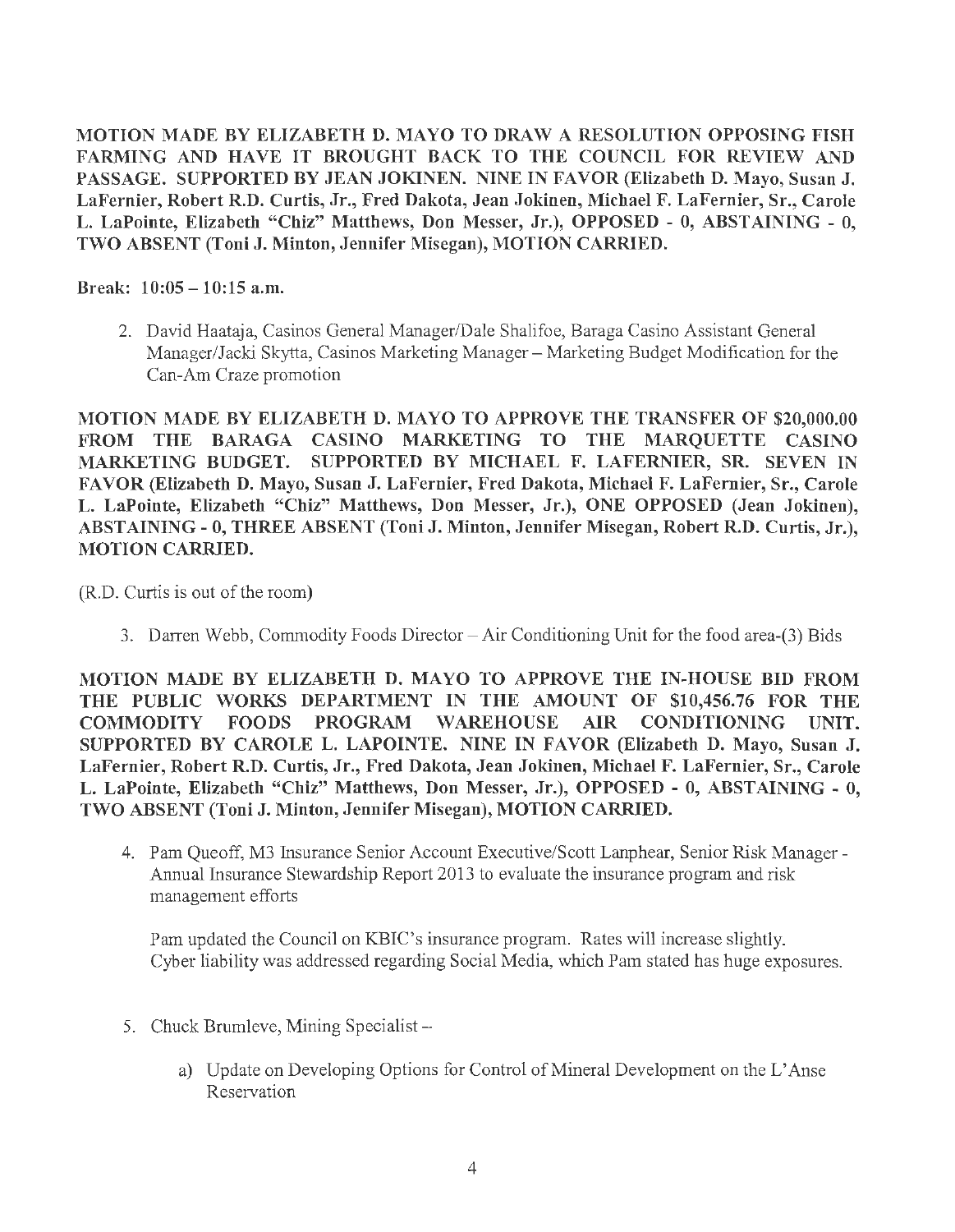**MOTION MADE BY ELIZABETH D. MAYO TO DRAW A RESOLUTION OPPOSING FISH FARMING AND HAVE IT BROUGHT BACK TO THE COUNCIL FOR REVIEW AND PASSAGE. SUPPORTED BY JEAN JOKINEN. NINE IN FAVOR (Elizabeth D. Mayo, Susan J. LaFernier, Robert R.D. Curtis, Jr., Fred Dakota, Jean Jokinen, Michael F. LaFernier, Sr., Carole L. LaPointe, Elizabeth "Chiz" Matthews, Don Messer, Jr.), OPPOSED - 0, ABSTAINING - 0, TWO ABSENT (Toni J. Minton, Jennifer Misegan), MOTION CARRIED.**

**Break: 10:05 – 10:15 a.m.**

2. David Haataja, Casinos General Manager/Dale Shalifoe, Baraga Casino Assistant General Manager/Jacki Skytta, Casinos Marketing Manager – Marketing Budget Modification for the Can-Am Craze promotion

**MOTION MADE BY ELIZABETH D. MAYO TO APPROVE THE TRANSFER OF $20,000.00 FROM THE BARAGA CASINO MARKETING TO THE MARQUETTE CASINO MARKETING BUDGET. SUPPORTED BY MICHAEL F. LAFERNIER, SR. SEVEN IN FAVOR (Elizabeth D. Mayo, Susan J. LaFernier, Fred Dakota, Michael F. LaFernier, Sr., Carole L. LaPointe, Elizabeth "Chiz" Matthews, Don Messer, Jr.), ONE OPPOSED (Jean Jokinen), ABSTAINING - 0, THREE ABSENT (Toni J. Minton, Jennifer Misegan, Robert R.D. Curtis, Jr.), MOTION CARRIED.**

(R.D. Curtis is out of the room)

3. Darren Webb, Commodity Foods Director – Air Conditioning Unit for the food area-(3) Bids

**MOTION MADE BY ELIZABETH D. MAYO TO APPROVE THE IN-HOUSE BID FROM THE PUBLIC WORKS DEPARTMENT IN THE AMOUNT OF $10,456.76 FOR THE COMMODITY FOODS PROGRAM WAREHOUSE AIR CONDITIONING UNIT. SUPPORTED BY CAROLE L. LAPOINTE. NINE IN FAVOR (Elizabeth D. Mayo, Susan J. LaFernier, Robert R.D. Curtis, Jr., Fred Dakota, Jean Jokinen, Michael F. LaFernier, Sr., Carole L. LaPointe, Elizabeth "Chiz" Matthews, Don Messer, Jr.), OPPOSED - 0, ABSTAINING - 0, TWO ABSENT (Toni J. Minton, Jennifer Misegan), MOTION CARRIED.**

4. Pam Queoff, M3 Insurance Senior Account Executive/Scott Lanphear, Senior Risk Manager - Annual Insurance Stewardship Report 2013 to evaluate the insurance program and risk management efforts

   Pam updated the Council on KBIC's insurance program. Rates will increase slightly. Cyber liability was addressed regarding Social Media, which Pam stated has huge exposures.

5. Chuck Brumleve, Mining Specialist –

   a) Update on Developing Options for Control of Mineral Development on the L'Anse Reservation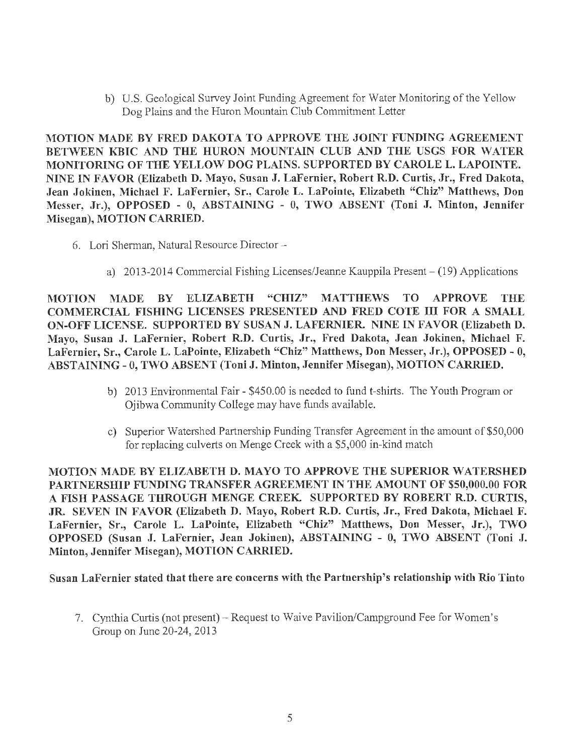b) U.S. Geological Survey Joint Funding Agreement for Water Monitoring of the Yellow Dog Plains and the Huron Mountain Club Commitment Letter

**MOTION MADE BY FRED DAKOTA TO APPROVE THE JOINT FUNDING AGREEMENT BETWEEN KBIC AND THE HURON MOUNTAIN CLUB AND THE USGS FOR WATER MONITORING OF THE YELLOW DOG PLAINS. SUPPORTED BY CAROLE L. LAPOINTE. NINE IN FAVOR (Elizabeth D. Mayo, Susan J. LaFernier, Robert R.D. Curtis, Jr., Fred Dakota, Jean Jokinen, Michael F. LaFernier, Sr., Carole L. LaPointe, Elizabeth "Chiz" Matthews, Don Messer, Jr.), OPPOSED - 0, ABSTAINING - 0, TWO ABSENT (Toni J. Minton, Jennifer Misegan), MOTION CARRIED.**

6. Lori Sherman, Natural Resource Director –

   a) 2013-2014 Commercial Fishing Licenses/Jeanne Kauppila Present – (19) Applications

**MOTION MADE BY ELIZABETH "CHIZ" MATTHEWS TO APPROVE THE COMMERCIAL FISHING LICENSES PRESENTED AND FRED COTE III FOR A SMALL ON-OFF LICENSE. SUPPORTED BY SUSAN J. LAFERNIER. NINE IN FAVOR (Elizabeth D. Mayo, Susan J. LaFernier, Robert R.D. Curtis, Jr., Fred Dakota, Jean Jokinen, Michael F. LaFernier, Sr., Carole L. LaPointe, Elizabeth "Chiz" Matthews, Don Messer, Jr.), OPPOSED - 0, ABSTAINING - 0, TWO ABSENT (Toni J. Minton, Jennifer Misegan), MOTION CARRIED.**

   b) 2013 Environmental Fair - $450.00 is needed to fund t-shirts. The Youth Program or Ojibwa Community College may have funds available.

   c) Superior Watershed Partnership Funding Transfer Agreement in the amount of $50,000 for replacing culverts on Menge Creek with a $5,000 in-kind match

**MOTION MADE BY ELIZABETH D. MAYO TO APPROVE THE SUPERIOR WATERSHED PARTNERSHIP FUNDING TRANSFER AGREEMENT IN THE AMOUNT OF $50,000.00 FOR A FISH PASSAGE THROUGH MENGE CREEK. SUPPORTED BY ROBERT R.D. CURTIS, JR. SEVEN IN FAVOR (Elizabeth D. Mayo, Robert R.D. Curtis, Jr., Fred Dakota, Michael F. LaFernier, Sr., Carole L. LaPointe, Elizabeth "Chiz" Matthews, Don Messer, Jr.), TWO OPPOSED (Susan J. LaFernier, Jean Jokinen), ABSTAINING - 0, TWO ABSENT (Toni J. Minton, Jennifer Misegan), MOTION CARRIED.**

**Susan LaFernier stated that there are concerns with the Partnership's relationship with Rio Tinto**

7. Cynthia Curtis (not present) – Request to Waive Pavilion/Campground Fee for Women's Group on June 20-24, 2013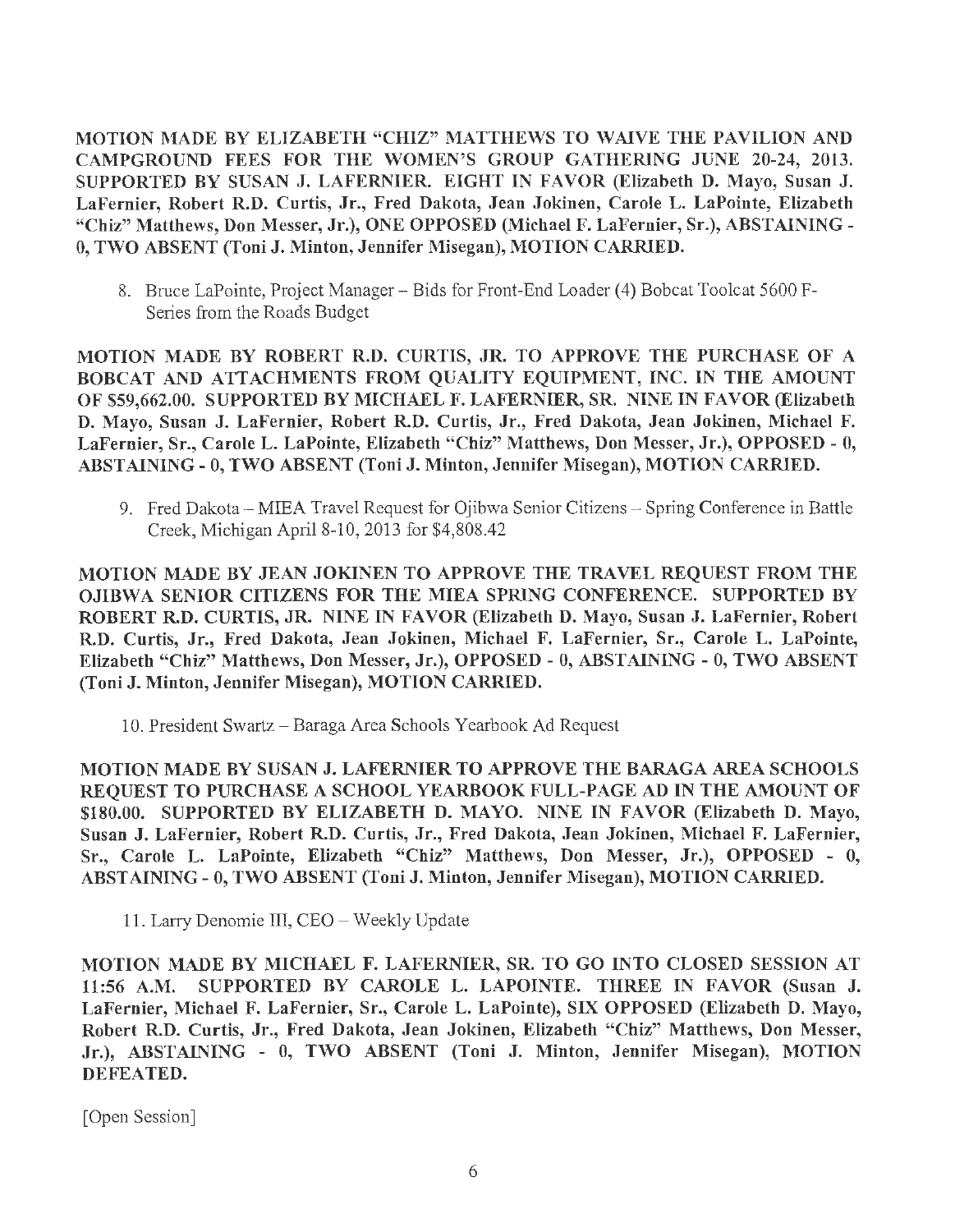**MOTION MADE BY ELIZABETH "CHIZ" MATTHEWS TO WAIVE THE PAVILION AND CAMPGROUND FEES FOR THE WOMEN'S GROUP GATHERING JUNE 20-24, 2013. SUPPORTED BY SUSAN J. LAFERNIER. EIGHT IN FAVOR (Elizabeth D. Mayo, Susan J. LaFernier, Robert R.D. Curtis, Jr., Fred Dakota, Jean Jokinen, Carole L. LaPointe, Elizabeth "Chiz" Matthews, Don Messer, Jr.), ONE OPPOSED (Michael F. LaFernier, Sr.), ABSTAINING - 0, TWO ABSENT (Toni J. Minton, Jennifer Misegan), MOTION CARRIED.**

8. Bruce LaPointe, Project Manager – Bids for Front-End Loader (4) Bobcat Toolcat 5600 F-Series from the Roads Budget

**MOTION MADE BY ROBERT R.D. CURTIS, JR. TO APPROVE THE PURCHASE OF A BOBCAT AND ATTACHMENTS FROM QUALITY EQUIPMENT, INC. IN THE AMOUNT OF $59,662.00. SUPPORTED BY MICHAEL F. LAFERNIER, SR. NINE IN FAVOR (Elizabeth D. Mayo, Susan J. LaFernier, Robert R.D. Curtis, Jr., Fred Dakota, Jean Jokinen, Michael F. LaFernier, Sr., Carole L. LaPointe, Elizabeth "Chiz" Matthews, Don Messer, Jr.), OPPOSED - 0, ABSTAINING - 0, TWO ABSENT (Toni J. Minton, Jennifer Misegan), MOTION CARRIED.**

9. Fred Dakota – MIEA Travel Request for Ojibwa Senior Citizens – Spring Conference in Battle Creek, Michigan April 8-10, 2013 for $4,808.42

**MOTION MADE BY JEAN JOKINEN TO APPROVE THE TRAVEL REQUEST FROM THE OJIBWA SENIOR CITIZENS FOR THE MIEA SPRING CONFERENCE. SUPPORTED BY ROBERT R.D. CURTIS, JR. NINE IN FAVOR (Elizabeth D. Mayo, Susan J. LaFernier, Robert R.D. Curtis, Jr., Fred Dakota, Jean Jokinen, Michael F. LaFernier, Sr., Carole L. LaPointe, Elizabeth "Chiz" Matthews, Don Messer, Jr.), OPPOSED - 0, ABSTAINING - 0, TWO ABSENT (Toni J. Minton, Jennifer Misegan), MOTION CARRIED.**

10. President Swartz – Baraga Area Schools Yearbook Ad Request

**MOTION MADE BY SUSAN J. LAFERNIER TO APPROVE THE BARAGA AREA SCHOOLS REQUEST TO PURCHASE A SCHOOL YEARBOOK FULL-PAGE AD IN THE AMOUNT OF $180.00. SUPPORTED BY ELIZABETH D. MAYO. NINE IN FAVOR (Elizabeth D. Mayo, Susan J. LaFernier, Robert R.D. Curtis, Jr., Fred Dakota, Jean Jokinen, Michael F. LaFernier, Sr., Carole L. LaPointe, Elizabeth "Chiz" Matthews, Don Messer, Jr.), OPPOSED - 0, ABSTAINING - 0, TWO ABSENT (Toni J. Minton, Jennifer Misegan), MOTION CARRIED.**

11. Larry Denomie III, CEO – Weekly Update

**MOTION MADE BY MICHAEL F. LAFERNIER, SR. TO GO INTO CLOSED SESSION AT 11:56 A.M. SUPPORTED BY CAROLE L. LAPOINTE. THREE IN FAVOR (Susan J. LaFernier, Michael F. LaFernier, Sr., Carole L. LaPointe), SIX OPPOSED (Elizabeth D. Mayo, Robert R.D. Curtis, Jr., Fred Dakota, Jean Jokinen, Elizabeth "Chiz" Matthews, Don Messer, Jr.), ABSTAINING - 0, TWO ABSENT (Toni J. Minton, Jennifer Misegan), MOTION DEFEATED.**

[Open Session]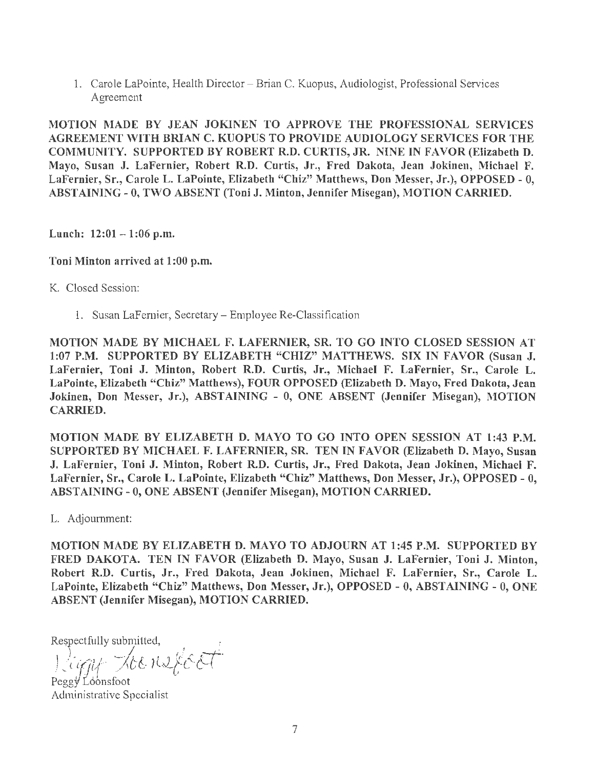1. Carole LaPointe, Health Director – Brian C. Kuopus, Audiologist, Professional Services Agreement

**MOTION MADE BY JEAN JOKINEN TO APPROVE THE PROFESSIONAL SERVICES AGREEMENT WITH BRIAN C. KUOPUS TO PROVIDE AUDIOLOGY SERVICES FOR THE COMMUNITY. SUPPORTED BY ROBERT R.D. CURTIS, JR. NINE IN FAVOR (Elizabeth D. Mayo, Susan J. LaFernier, Robert R.D. Curtis, Jr., Fred Dakota, Jean Jokinen, Michael F. LaFernier, Sr., Carole L. LaPointe, Elizabeth "Chiz" Matthews, Don Messer, Jr.), OPPOSED - 0, ABSTAINING - 0, TWO ABSENT (Toni J. Minton, Jennifer Misegan), MOTION CARRIED.**

**Lunch: 12:01 – 1:06 p.m.**

**Toni Minton arrived at 1:00 p.m.**

K. Closed Session:

1. Susan LaFernier, Secretary – Employee Re-Classification

**MOTION MADE BY MICHAEL F. LAFERNIER, SR. TO GO INTO CLOSED SESSION AT 1:07 P.M. SUPPORTED BY ELIZABETH "CHIZ" MATTHEWS. SIX IN FAVOR (Susan J. LaFernier, Toni J. Minton, Robert R.D. Curtis, Jr., Michael F. LaFernier, Sr., Carole L. LaPointe, Elizabeth "Chiz" Matthews), FOUR OPPOSED (Elizabeth D. Mayo, Fred Dakota, Jean Jokinen, Don Messer, Jr.), ABSTAINING - 0, ONE ABSENT (Jennifer Misegan), MOTION CARRIED.**

**MOTION MADE BY ELIZABETH D. MAYO TO GO INTO OPEN SESSION AT 1:43 P.M. SUPPORTED BY MICHAEL F. LAFERNIER, SR. TEN IN FAVOR (Elizabeth D. Mayo, Susan J. LaFernier, Toni J. Minton, Robert R.D. Curtis, Jr., Fred Dakota, Jean Jokinen, Michael F. LaFernier, Sr., Carole L. LaPointe, Elizabeth "Chiz" Matthews, Don Messer, Jr.), OPPOSED - 0, ABSTAINING - 0, ONE ABSENT (Jennifer Misegan), MOTION CARRIED.**

L. Adjournment:

**MOTION MADE BY ELIZABETH D. MAYO TO ADJOURN AT 1:45 P.M. SUPPORTED BY FRED DAKOTA. TEN IN FAVOR (Elizabeth D. Mayo, Susan J. LaFernier, Toni J. Minton, Robert R.D. Curtis, Jr., Fred Dakota, Jean Jokinen, Michael F. LaFernier, Sr., Carole L. LaPointe, Elizabeth "Chiz" Matthews, Don Messer, Jr.), OPPOSED - 0, ABSTAINING - 0, ONE ABSENT (Jennifer Misegan), MOTION CARRIED.**

Respectfully submitted,

Peggy Loonsfoot
Administrative Specialist